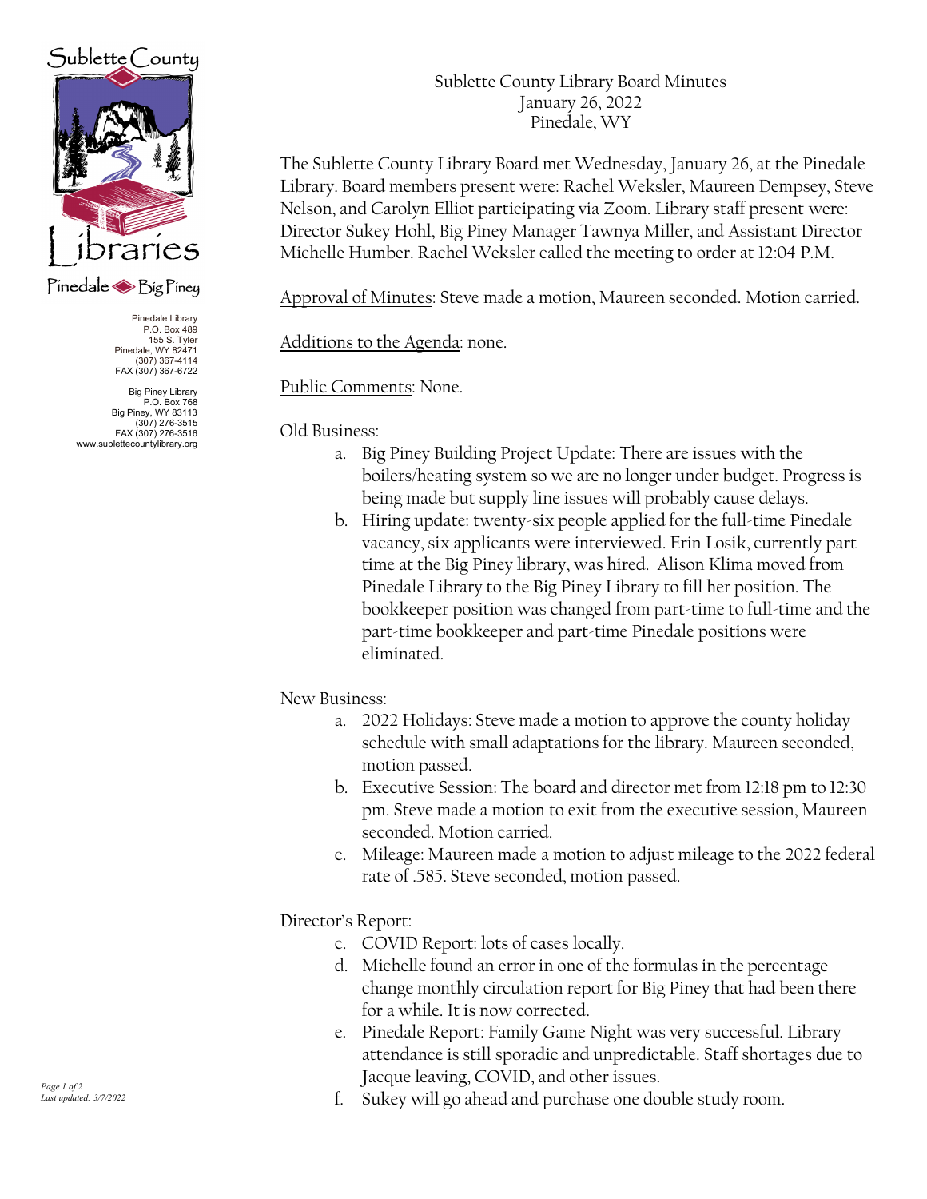Sublette County Libraries

Pinedale ◆ Big Piney

Pinedale Library
P.O. Box 489
155 S. Tyler
Pinedale, WY 82471
(307) 367-4114
FAX (307) 367-6722

Big Piney Library
P.O. Box 768
Big Piney, WY 83113
(307) 276-3515
FAX (307) 276-3516
www.sublettecountylibrary.org

Sublette County Library Board Minutes
January 26, 2022
Pinedale, WY

The Sublette County Library Board met Wednesday, January 26, at the Pinedale Library. Board members present were: Rachel Weksler, Maureen Dempsey, Steve Nelson, and Carolyn Elliot participating via Zoom. Library staff present were: Director Sukey Hohl, Big Piney Manager Tawnya Miller, and Assistant Director Michelle Humber. Rachel Weksler called the meeting to order at 12:04 P.M.

Approval of Minutes: Steve made a motion, Maureen seconded. Motion carried.

Additions to the Agenda: none.

Public Comments: None.

Old Business:

a. Big Piney Building Project Update: There are issues with the boilers/heating system so we are no longer under budget. Progress is being made but supply line issues will probably cause delays.
b. Hiring update: twenty-six people applied for the full-time Pinedale vacancy, six applicants were interviewed. Erin Losik, currently part time at the Big Piney library, was hired. Alison Klima moved from Pinedale Library to the Big Piney Library to fill her position. The bookkeeper position was changed from part-time to full-time and the part-time bookkeeper and part-time Pinedale positions were eliminated.

New Business:

a. 2022 Holidays: Steve made a motion to approve the county holiday schedule with small adaptations for the library. Maureen seconded, motion passed.
b. Executive Session: The board and director met from 12:18 pm to 12:30 pm. Steve made a motion to exit from the executive session, Maureen seconded. Motion carried.
c. Mileage: Maureen made a motion to adjust mileage to the 2022 federal rate of .585. Steve seconded, motion passed.

Director's Report:

c. COVID Report: lots of cases locally.
d. Michelle found an error in one of the formulas in the percentage change monthly circulation report for Big Piney that had been there for a while. It is now corrected.
e. Pinedale Report: Family Game Night was very successful. Library attendance is still sporadic and unpredictable. Staff shortages due to Jacque leaving, COVID, and other issues.
f. Sukey will go ahead and purchase one double study room.

*Last updated: 3/7/2022*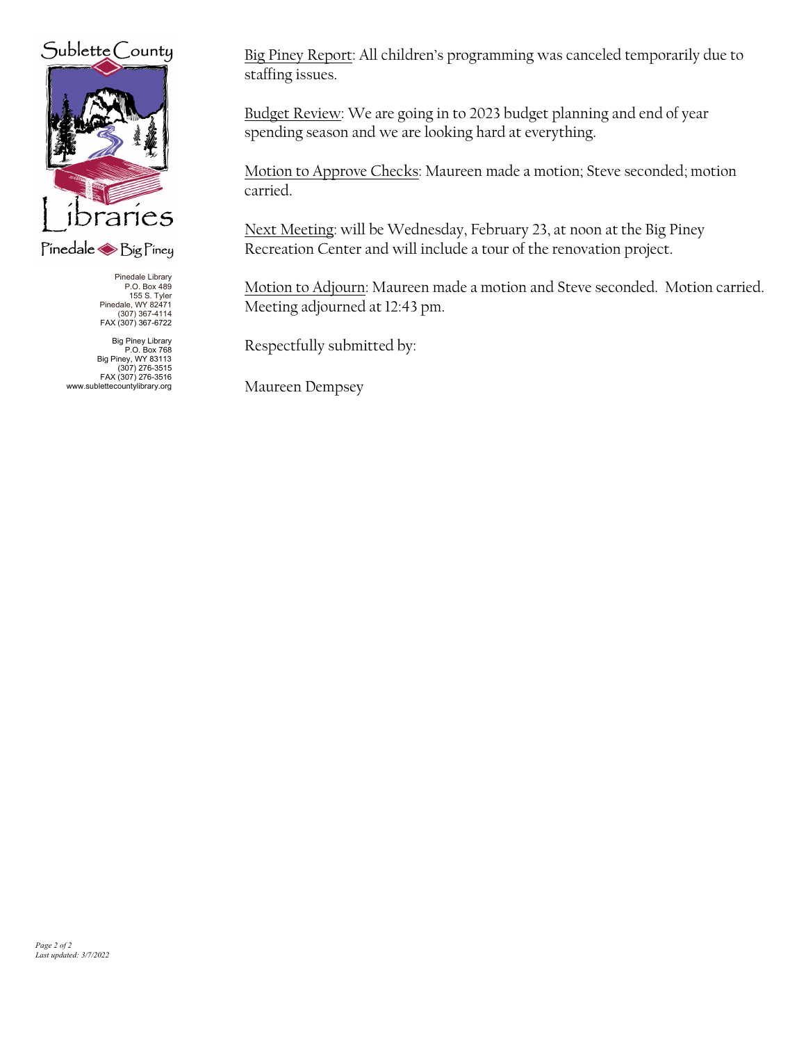Sublette County Libraries

Pinedale ◆ Big Piney

Pinedale Library
P.O. Box 489
155 S. Tyler
Pinedale, WY 82471
(307) 367-4114
FAX (307) 367-6722

Big Piney Library
P.O. Box 768
Big Piney, WY 83113
(307) 276-3515
FAX (307) 276-3516
www.sublettecountylibrary.org

Big Piney Report: All children's programming was canceled temporarily due to staffing issues.

Budget Review: We are going in to 2023 budget planning and end of year spending season and we are looking hard at everything.

Motion to Approve Checks: Maureen made a motion; Steve seconded; motion carried.

Next Meeting: will be Wednesday, February 23, at noon at the Big Piney Recreation Center and will include a tour of the renovation project.

Motion to Adjourn: Maureen made a motion and Steve seconded. Motion carried. Meeting adjourned at 12:43 pm.

Respectfully submitted by:

Maureen Dempsey

*Last updated: 3/7/2022*